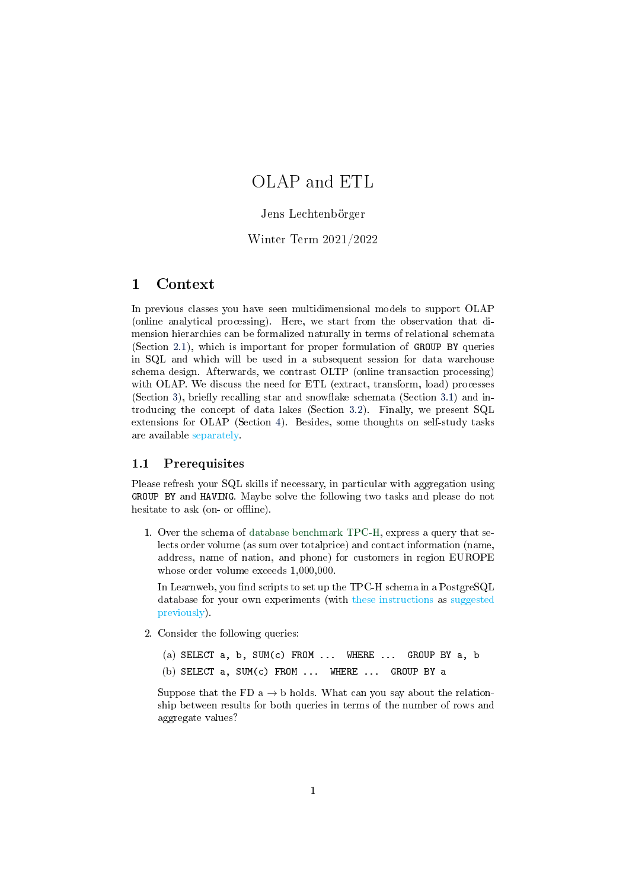# OLAP and ETL

Jens Lechtenbörger

Winter Term 2021/2022

## 1 Context

In previous classes you have seen multidimensional models to support OLAP (online analytical processing). Here, we start from the observation that dimension hierarchies can be formalized naturally in terms of relational schemata (Section 2.1), which is important for proper formulation of `GROUP BY` queries in SQL and which will be used in a subsequent session for data warehouse schema design. Afterwards, we contrast OLTP (online transaction processing) with OLAP. We discuss the need for ETL (extract, transform, load) processes (Section 3), briefly recalling star and snowflake schemata (Section 3.1) and introducing the concept of data lakes (Section 3.2). Finally, we present SQL extensions for OLAP (Section 4). Besides, some thoughts on self-study tasks are available separately.

### 1.1 Prerequisites

Please refresh your SQL skills if necessary, in particular with aggregation using `GROUP BY` and `HAVING`. Maybe solve the following two tasks and please do not hesitate to ask (on- or offline).

1. Over the schema of database benchmark TPC-H, express a query that selects order volume (as sum over totalprice) and contact information (name, address, name of nation, and phone) for customers in region EUROPE whose order volume exceeds 1,000,000.

   In Learnweb, you find scripts to set up the TPC-H schema in a PostgreSQL database for your own experiments (with these instructions as suggested previously).

2. Consider the following queries:

   (a) `SELECT a, b, SUM(c) FROM ... WHERE ... GROUP BY a, b`

   (b) `SELECT a, SUM(c) FROM ... WHERE ... GROUP BY a`

   Suppose that the FD a $\rightarrow$ b holds. What can you say about the relationship between results for both queries in terms of the number of rows and aggregate values?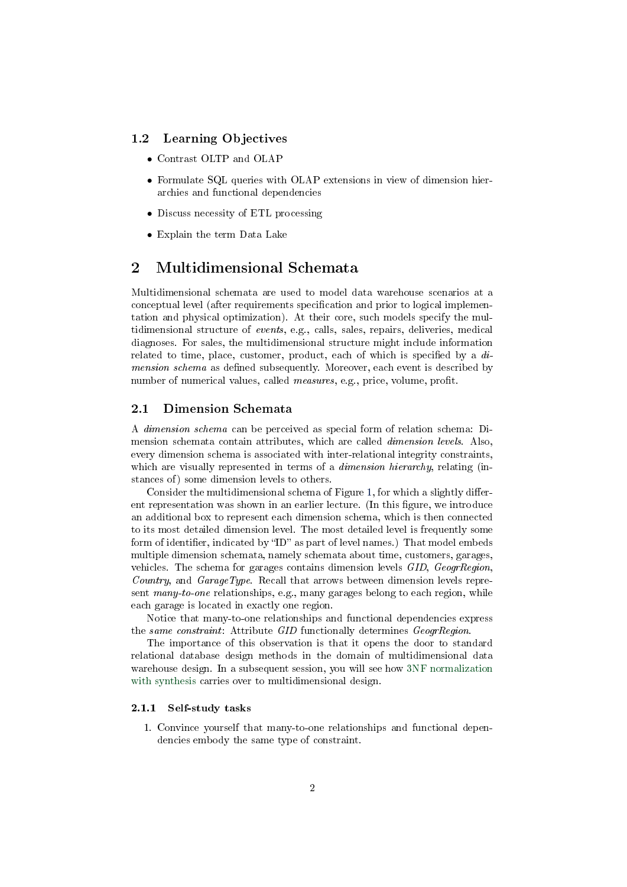### 1.2 Learning Objectives

- Contrast OLTP and OLAP
- Formulate SQL queries with OLAP extensions in view of dimension hierarchies and functional dependencies
- Discuss necessity of ETL processing
- Explain the term Data Lake

# 2 Multidimensional Schemata

Multidimensional schemata are used to model data warehouse scenarios at a conceptual level (after requirements specification and prior to logical implementation and physical optimization). At their core, such models specify the multidimensional structure of *events*, e.g., calls, sales, repairs, deliveries, medical diagnoses. For sales, the multidimensional structure might include information related to time, place, customer, product, each of which is specified by a *dimension schema* as defined subsequently. Moreover, each event is described by number of numerical values, called *measures*, e.g., price, volume, profit.

## 2.1 Dimension Schemata

A *dimension schema* can be perceived as special form of relation schema: Dimension schemata contain attributes, which are called *dimension levels*. Also, every dimension schema is associated with inter-relational integrity constraints, which are visually represented in terms of a *dimension hierarchy*, relating (instances of) some dimension levels to others.

Consider the multidimensional schema of Figure 1, for which a slightly different representation was shown in an earlier lecture. (In this figure, we introduce an additional box to represent each dimension schema, which is then connected to its most detailed dimension level. The most detailed level is frequently some form of identifier, indicated by "ID" as part of level names.) That model embeds multiple dimension schemata, namely schemata about time, customers, garages, vehicles. The schema for garages contains dimension levels *GID*, *GeogrRegion*, *Country*, and *GarageType*. Recall that arrows between dimension levels represent *many-to-one* relationships, e.g., many garages belong to each region, while each garage is located in exactly one region.

Notice that many-to-one relationships and functional dependencies express the *same constraint*: Attribute *GID* functionally determines *GeogrRegion*.

The importance of this observation is that it opens the door to standard relational database design methods in the domain of multidimensional data warehouse design. In a subsequent session, you will see how 3NF normalization with synthesis carries over to multidimensional design.

### 2.1.1 Self-study tasks

1. Convince yourself that many-to-one relationships and functional dependencies embody the same type of constraint.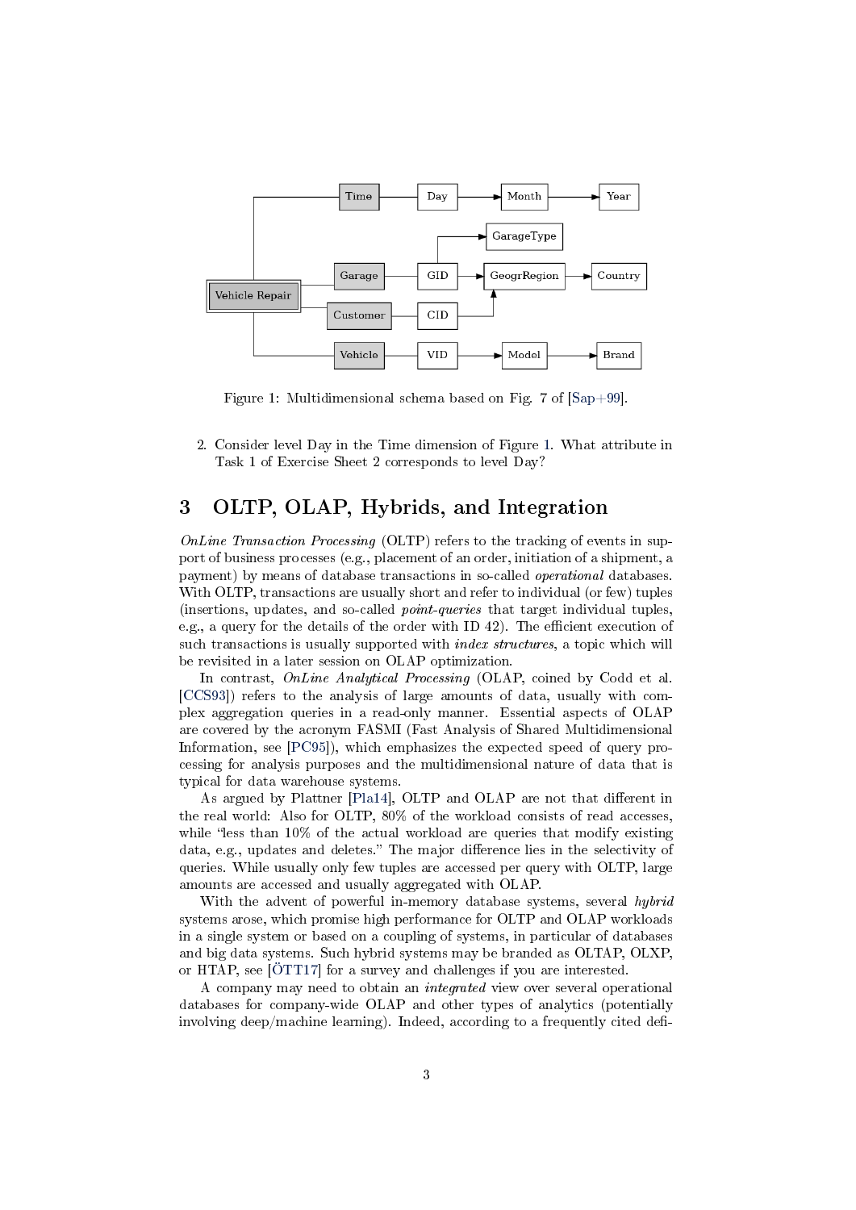Figure 1: Multidimensional schema based on Fig. 7 of [Sap+99].

2. Consider level Day in the Time dimension of Figure 1. What attribute in Task 1 of Exercise Sheet 2 corresponds to level Day?

## 3 OLTP, OLAP, Hybrids, and Integration

*OnLine Transaction Processing* (OLTP) refers to the tracking of events in support of business processes (e.g., placement of an order, initiation of a shipment, a payment) by means of database transactions in so-called *operational* databases. With OLTP, transactions are usually short and refer to individual (or few) tuples (insertions, updates, and so-called *point-queries* that target individual tuples, e.g., a query for the details of the order with ID 42). The efficient execution of such transactions is usually supported with *index structures*, a topic which will be revisited in a later session on OLAP optimization.

In contrast, *OnLine Analytical Processing* (OLAP, coined by Codd et al. [CCS93]) refers to the analysis of large amounts of data, usually with complex aggregation queries in a read-only manner. Essential aspects of OLAP are covered by the acronym FASMI (Fast Analysis of Shared Multidimensional Information, see [PC95]), which emphasizes the expected speed of query processing for analysis purposes and the multidimensional nature of data that is typical for data warehouse systems.

As argued by Plattner [Pla14], OLTP and OLAP are not that different in the real world: Also for OLTP, 80% of the workload consists of read accesses, while "less than 10% of the actual workload are queries that modify existing data, e.g., updates and deletes." The major difference lies in the selectivity of queries. While usually only few tuples are accessed per query with OLTP, large amounts are accessed and usually aggregated with OLAP.

With the advent of powerful in-memory database systems, several *hybrid* systems arose, which promise high performance for OLTP and OLAP workloads in a single system or based on a coupling of systems, in particular of databases and big data systems. Such hybrid systems may be branded as OLTAP, OLXP, or HTAP, see [ÖTT17] for a survey and challenges if you are interested.

A company may need to obtain an *integrated* view over several operational databases for company-wide OLAP and other types of analytics (potentially involving deep/machine learning). Indeed, according to a frequently cited defi-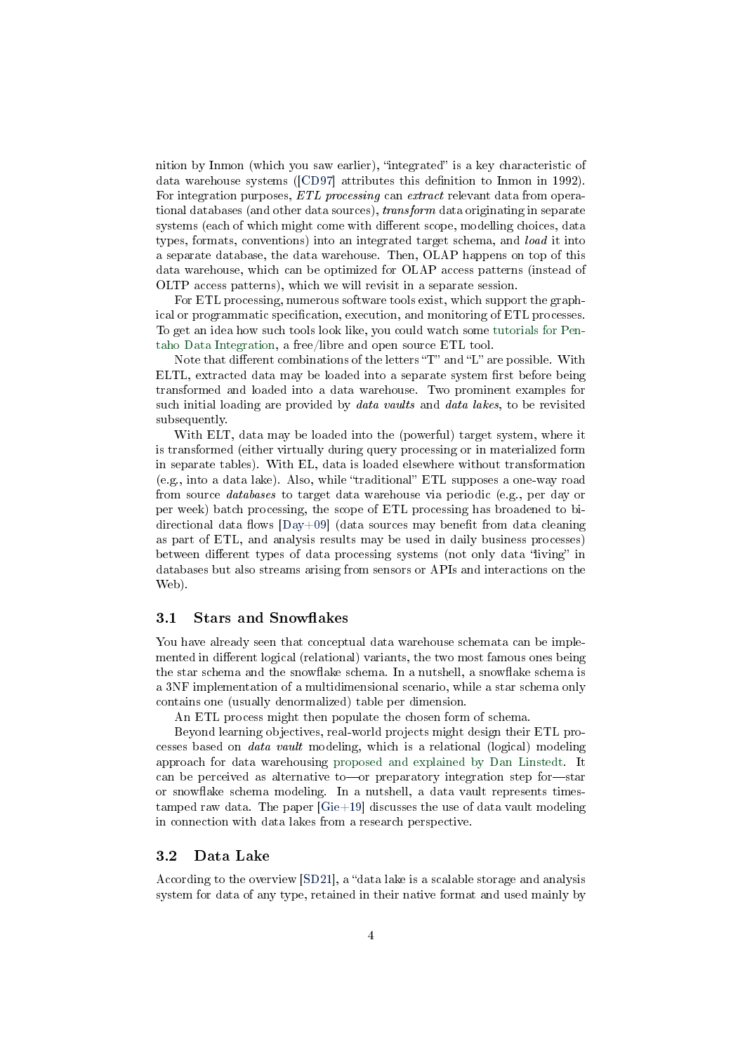nition by Inmon (which you saw earlier), "integrated" is a key characteristic of data warehouse systems ([CD97] attributes this definition to Inmon in 1992). For integration purposes, *ETL processing* can *extract* relevant data from operational databases (and other data sources), *transform* data originating in separate systems (each of which might come with different scope, modelling choices, data types, formats, conventions) into an integrated target schema, and *load* it into a separate database, the data warehouse. Then, OLAP happens on top of this data warehouse, which can be optimized for OLAP access patterns (instead of OLTP access patterns), which we will revisit in a separate session.

For ETL processing, numerous software tools exist, which support the graphical or programmatic specification, execution, and monitoring of ETL processes. To get an idea how such tools look like, you could watch some tutorials for Pentaho Data Integration, a free/libre and open source ETL tool.

Note that different combinations of the letters "T" and "L" are possible. With ELTL, extracted data may be loaded into a separate system first before being transformed and loaded into a data warehouse. Two prominent examples for such initial loading are provided by *data vaults* and *data lakes*, to be revisited subsequently.

With ELT, data may be loaded into the (powerful) target system, where it is transformed (either virtually during query processing or in materialized form in separate tables). With EL, data is loaded elsewhere without transformation (e.g., into a data lake). Also, while "traditional" ETL supposes a one-way road from source *databases* to target data warehouse via periodic (e.g., per day or per week) batch processing, the scope of ETL processing has broadened to bi-directional data flows [Day+09] (data sources may benefit from data cleaning as part of ETL, and analysis results may be used in daily business processes) between different types of data processing systems (not only data "living" in databases but also streams arising from sensors or APIs and interactions on the Web).

## 3.1 Stars and Snowflakes

You have already seen that conceptual data warehouse schemata can be implemented in different logical (relational) variants, the two most famous ones being the star schema and the snowflake schema. In a nutshell, a snowflake schema is a 3NF implementation of a multidimensional scenario, while a star schema only contains one (usually denormalized) table per dimension.

An ETL process might then populate the chosen form of schema.

Beyond learning objectives, real-world projects might design their ETL processes based on *data vault* modeling, which is a relational (logical) modeling approach for data warehousing proposed and explained by Dan Linstedt. It can be perceived as alternative to—or preparatory integration step for—star or snowflake schema modeling. In a nutshell, a data vault represents timestamped raw data. The paper [Gie+19] discusses the use of data vault modeling in connection with data lakes from a research perspective.

## 3.2 Data Lake

According to the overview [SD21], a "data lake is a scalable storage and analysis system for data of any type, retained in their native format and used mainly by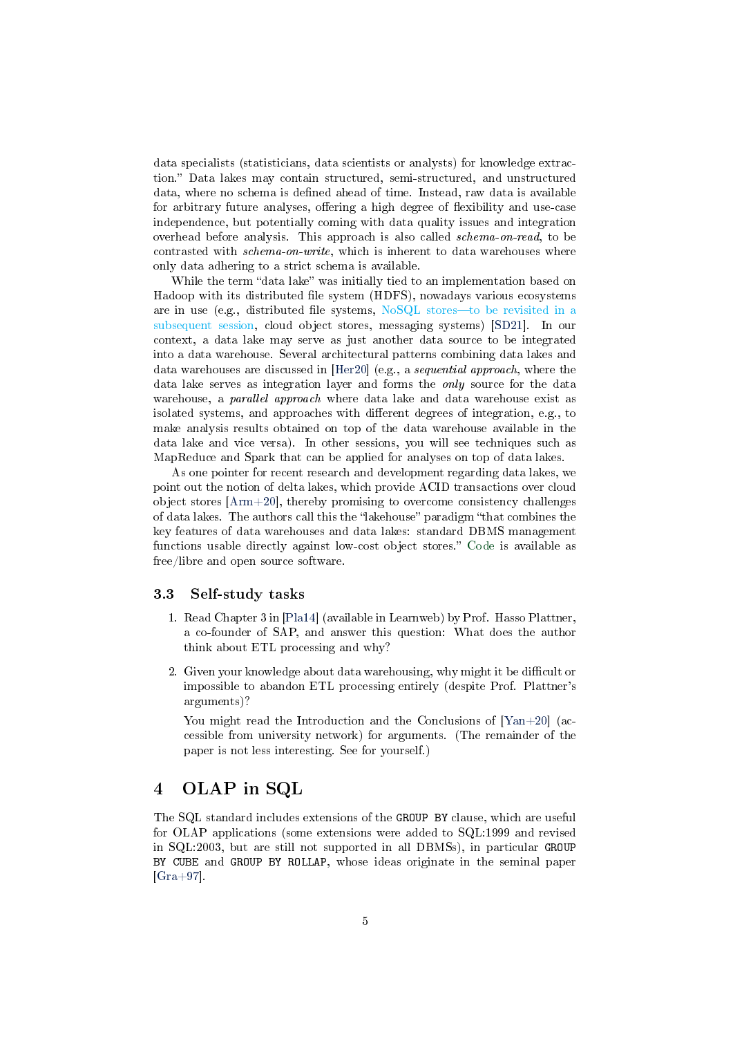data specialists (statisticians, data scientists or analysts) for knowledge extraction." Data lakes may contain structured, semi-structured, and unstructured data, where no schema is defined ahead of time. Instead, raw data is available for arbitrary future analyses, offering a high degree of flexibility and use-case independence, but potentially coming with data quality issues and integration overhead before analysis. This approach is also called *schema-on-read*, to be contrasted with *schema-on-write*, which is inherent to data warehouses where only data adhering to a strict schema is available.

While the term "data lake" was initially tied to an implementation based on Hadoop with its distributed file system (HDFS), nowadays various ecosystems are in use (e.g., distributed file systems, NoSQL stores—to be revisited in a subsequent session, cloud object stores, messaging systems) [SD21]. In our context, a data lake may serve as just another data source to be integrated into a data warehouse. Several architectural patterns combining data lakes and data warehouses are discussed in [Her20] (e.g., a *sequential approach*, where the data lake serves as integration layer and forms the *only* source for the data warehouse, a *parallel approach* where data lake and data warehouse exist as isolated systems, and approaches with different degrees of integration, e.g., to make analysis results obtained on top of the data warehouse available in the data lake and vice versa). In other sessions, you will see techniques such as MapReduce and Spark that can be applied for analyses on top of data lakes.

As one pointer for recent research and development regarding data lakes, we point out the notion of delta lakes, which provide ACID transactions over cloud object stores [Arm+20], thereby promising to overcome consistency challenges of data lakes. The authors call this the "lakehouse" paradigm "that combines the key features of data warehouses and data lakes: standard DBMS management functions usable directly against low-cost object stores." Code is available as free/libre and open source software.

### 3.3 Self-study tasks

1. Read Chapter 3 in [Pla14] (available in Learnweb) by Prof. Hasso Plattner, a co-founder of SAP, and answer this question: What does the author think about ETL processing and why?

2. Given your knowledge about data warehousing, why might it be difficult or impossible to abandon ETL processing entirely (despite Prof. Plattner's arguments)?

   You might read the Introduction and the Conclusions of [Yan+20] (accessible from university network) for arguments. (The remainder of the paper is not less interesting. See for yourself.)

## 4 OLAP in SQL

The SQL standard includes extensions of the `GROUP BY` clause, which are useful for OLAP applications (some extensions were added to SQL:1999 and revised in SQL:2003, but are still not supported in all DBMSs), in particular `GROUP BY CUBE` and `GROUP BY ROLLAP`, whose ideas originate in the seminal paper [Gra+97].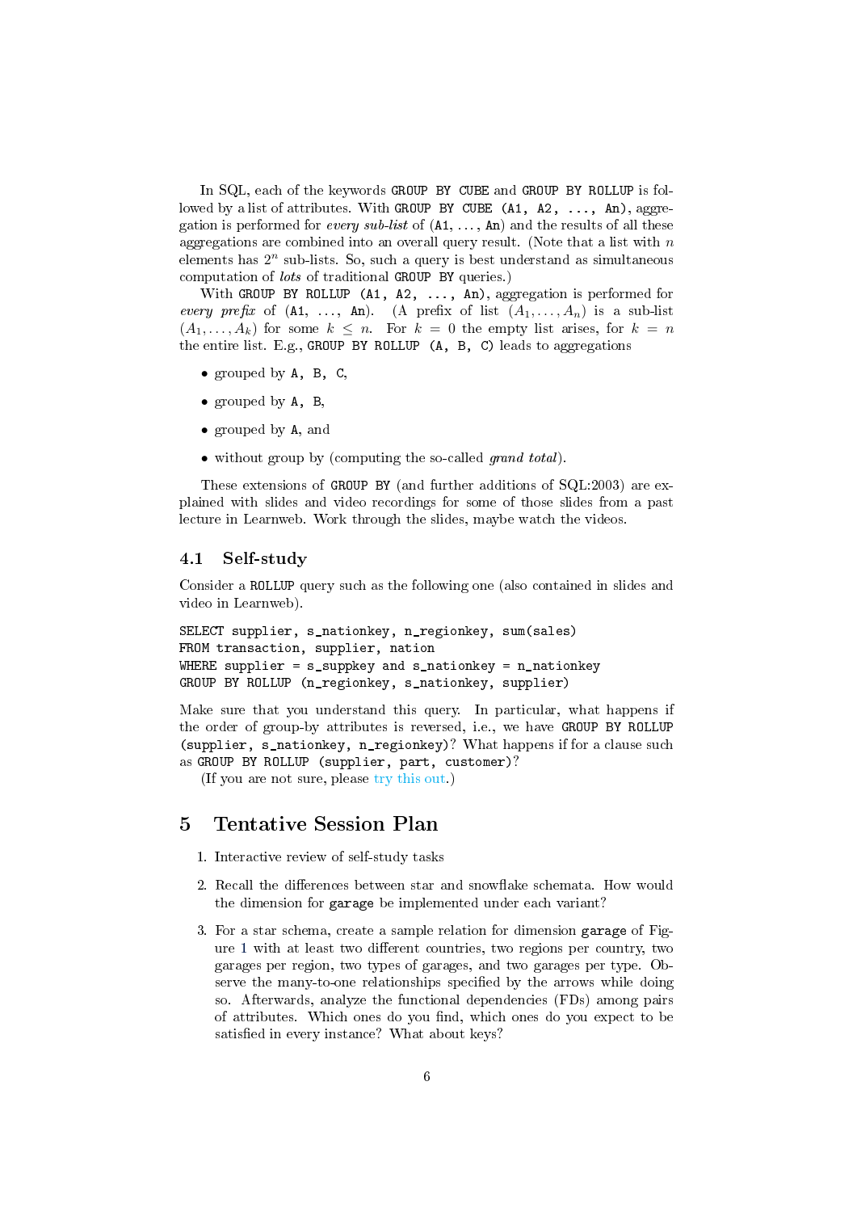In SQL, each of the keywords `GROUP BY CUBE` and `GROUP BY ROLLUP` is followed by a list of attributes. With `GROUP BY CUBE (A1, A2, ..., An)`, aggregation is performed for *every sub-list* of (`A1`, ..., `An`) and the results of all these aggregations are combined into an overall query result. (Note that a list with $n$ elements has $2^n$ sub-lists. So, such a query is best understand as simultaneous computation of *lots* of traditional `GROUP BY` queries.)

With `GROUP BY ROLLUP (A1, A2, ..., An)`, aggregation is performed for *every prefix* of (`A1`, ..., `An`). (A prefix of list $(A_1, \ldots, A_n)$ is a sub-list $(A_1, \ldots, A_k)$ for some $k \leq n$. For $k = 0$ the empty list arises, for $k = n$ the entire list. E.g., `GROUP BY ROLLUP (A, B, C)` leads to aggregations

- grouped by `A, B, C`,
- grouped by `A, B`,
- grouped by `A`, and
- without group by (computing the so-called *grand total*).

These extensions of `GROUP BY` (and further additions of SQL:2003) are explained with slides and video recordings for some of those slides from a past lecture in Learnweb. Work through the slides, maybe watch the videos.

### 4.1 Self-study

Consider a `ROLLUP` query such as the following one (also contained in slides and video in Learnweb).

```
SELECT supplier, s_nationkey, n_regionkey, sum(sales)
FROM transaction, supplier, nation
WHERE supplier = s_suppkey and s_nationkey = n_nationkey
GROUP BY ROLLUP (n_regionkey, s_nationkey, supplier)
```

Make sure that you understand this query. In particular, what happens if the order of group-by attributes is reversed, i.e., we have `GROUP BY ROLLUP (supplier, s_nationkey, n_regionkey)`? What happens if for a clause such as `GROUP BY ROLLUP (supplier, part, customer)`?

(If you are not sure, please try this out.)

## 5 Tentative Session Plan

1. Interactive review of self-study tasks
2. Recall the differences between star and snowflake schemata. How would the dimension for `garage` be implemented under each variant?
3. For a star schema, create a sample relation for dimension `garage` of Figure 1 with at least two different countries, two regions per country, two garages per region, two types of garages, and two garages per type. Observe the many-to-one relationships specified by the arrows while doing so. Afterwards, analyze the functional dependencies (FDs) among pairs of attributes. Which ones do you find, which ones do you expect to be satisfied in every instance? What about keys?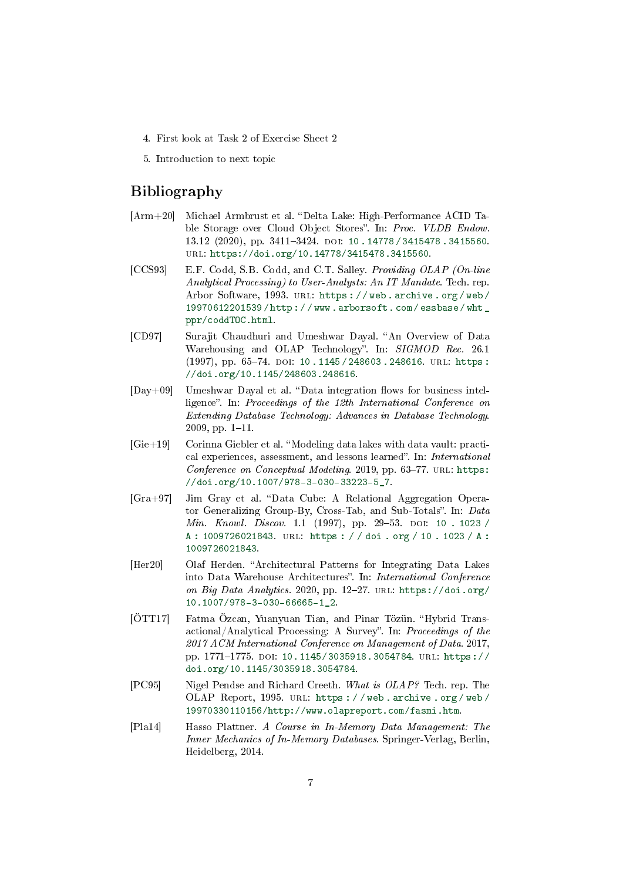4. First look at Task 2 of Exercise Sheet 2
5. Introduction to next topic

## Bibliography

[Arm+20] Michael Armbrust et al. "Delta Lake: High-Performance ACID Table Storage over Cloud Object Stores". In: *Proc. VLDB Endow.* 13.12 (2020), pp. 3411–3424. DOI: 10.14778/3415478.3415560. URL: https://doi.org/10.14778/3415478.3415560.

[CCS93] E.F. Codd, S.B. Codd, and C.T. Salley. *Providing OLAP (On-line Analytical Processing) to User-Analysts: An IT Mandate*. Tech. rep. Arbor Software, 1993. URL: https://web.archive.org/web/19970612201539/http://www.arborsoft.com/essbase/wht_ppr/coddTOC.html.

[CD97] Surajit Chaudhuri and Umeshwar Dayal. "An Overview of Data Warehousing and OLAP Technology". In: *SIGMOD Rec.* 26.1 (1997), pp. 65–74. DOI: 10.1145/248603.248616. URL: https://doi.org/10.1145/248603.248616.

[Day+09] Umeshwar Dayal et al. "Data integration flows for business intelligence". In: *Proceedings of the 12th International Conference on Extending Database Technology: Advances in Database Technology*. 2009, pp. 1–11.

[Gie+19] Corinna Giebler et al. "Modeling data lakes with data vault: practical experiences, assessment, and lessons learned". In: *International Conference on Conceptual Modeling*. 2019, pp. 63–77. URL: https://doi.org/10.1007/978-3-030-33223-5_7.

[Gra+97] Jim Gray et al. "Data Cube: A Relational Aggregation Operator Generalizing Group-By, Cross-Tab, and Sub-Totals". In: *Data Min. Knowl. Discov.* 1.1 (1997), pp. 29–53. DOI: 10.1023/A:1009726021843. URL: https://doi.org/10.1023/A:1009726021843.

[Her20] Olaf Herden. "Architectural Patterns for Integrating Data Lakes into Data Warehouse Architectures". In: *International Conference on Big Data Analytics*. 2020, pp. 12–27. URL: https://doi.org/10.1007/978-3-030-66665-1_2.

[ÖTT17] Fatma Özcan, Yuanyuan Tian, and Pinar Tözün. "Hybrid Transactional/Analytical Processing: A Survey". In: *Proceedings of the 2017 ACM International Conference on Management of Data*. 2017, pp. 1771–1775. DOI: 10.1145/3035918.3054784. URL: https://doi.org/10.1145/3035918.3054784.

[PC95] Nigel Pendse and Richard Creeth. *What is OLAP?* Tech. rep. The OLAP Report, 1995. URL: https://web.archive.org/web/19970330110156/http://www.olapreport.com/fasmi.htm.

[Pla14] Hasso Plattner. *A Course in In-Memory Data Management: The Inner Mechanics of In-Memory Databases*. Springer-Verlag, Berlin, Heidelberg, 2014.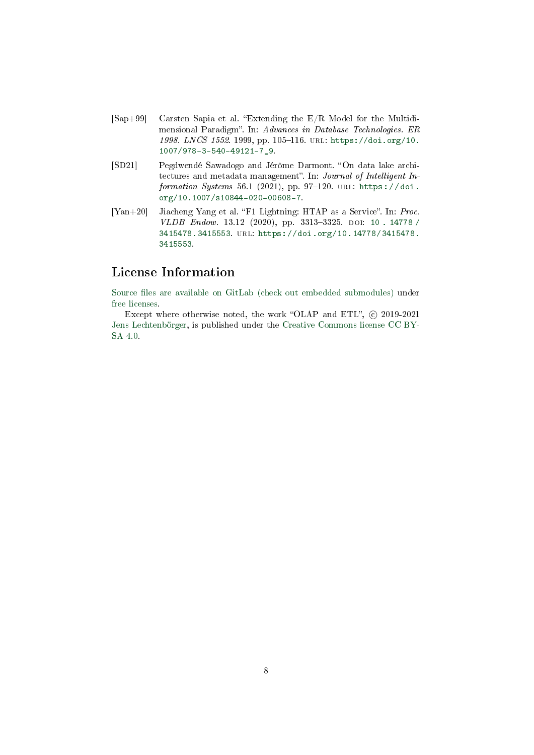[Sap+99] Carsten Sapia et al. "Extending the E/R Model for the Multidimensional Paradigm". In: *Advances in Database Technologies. ER 1998. LNCS 1552*. 1999, pp. 105–116. URL: https://doi.org/10.1007/978-3-540-49121-7_9.

[SD21] Pegdwendé Sawadogo and Jérôme Darmont. "On data lake architectures and metadata management". In: *Journal of Intelligent Information Systems* 56.1 (2021), pp. 97–120. URL: https://doi.org/10.1007/s10844-020-00608-7.

[Yan+20] Jiacheng Yang et al. "F1 Lightning: HTAP as a Service". In: *Proc. VLDB Endow.* 13.12 (2020), pp. 3313–3325. DOI: 10.14778/3415478.3415553. URL: https://doi.org/10.14778/3415478.3415553.

## License Information

Source files are available on GitLab (check out embedded submodules) under free licenses.

Except where otherwise noted, the work "OLAP and ETL", © 2019-2021 Jens Lechtenbörger, is published under the Creative Commons license CC BY-SA 4.0.